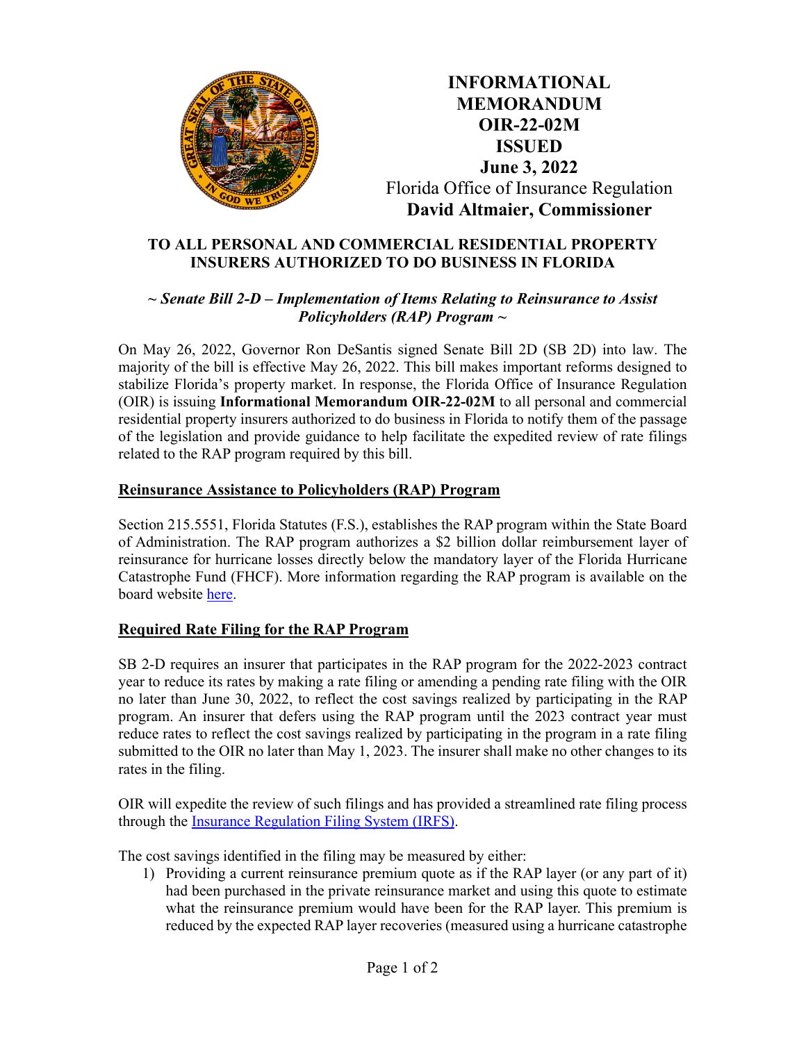# INFORMATIONAL MEMORANDUM OIR-22-02M ISSUED June 3, 2022

Florida Office of Insurance Regulation

**David Altmaier, Commissioner**

## TO ALL PERSONAL AND COMMERCIAL RESIDENTIAL PROPERTY INSURERS AUTHORIZED TO DO BUSINESS IN FLORIDA

***~ Senate Bill 2-D – Implementation of Items Relating to Reinsurance to Assist Policyholders (RAP) Program ~***

On May 26, 2022, Governor Ron DeSantis signed Senate Bill 2D (SB 2D) into law. The majority of the bill is effective May 26, 2022. This bill makes important reforms designed to stabilize Florida's property market. In response, the Florida Office of Insurance Regulation (OIR) is issuing **Informational Memorandum OIR-22-02M** to all personal and commercial residential property insurers authorized to do business in Florida to notify them of the passage of the legislation and provide guidance to help facilitate the expedited review of rate filings related to the RAP program required by this bill.

### Reinsurance Assistance to Policyholders (RAP) Program

Section 215.5551, Florida Statutes (F.S.), establishes the RAP program within the State Board of Administration. The RAP program authorizes a $2 billion dollar reimbursement layer of reinsurance for hurricane losses directly below the mandatory layer of the Florida Hurricane Catastrophe Fund (FHCF). More information regarding the RAP program is available on the board website here.

### Required Rate Filing for the RAP Program

SB 2-D requires an insurer that participates in the RAP program for the 2022-2023 contract year to reduce its rates by making a rate filing or amending a pending rate filing with the OIR no later than June 30, 2022, to reflect the cost savings realized by participating in the RAP program. An insurer that defers using the RAP program until the 2023 contract year must reduce rates to reflect the cost savings realized by participating in the program in a rate filing submitted to the OIR no later than May 1, 2023. The insurer shall make no other changes to its rates in the filing.

OIR will expedite the review of such filings and has provided a streamlined rate filing process through the Insurance Regulation Filing System (IRFS).

The cost savings identified in the filing may be measured by either:

1) Providing a current reinsurance premium quote as if the RAP layer (or any part of it) had been purchased in the private reinsurance market and using this quote to estimate what the reinsurance premium would have been for the RAP layer. This premium is reduced by the expected RAP layer recoveries (measured using a hurricane catastrophe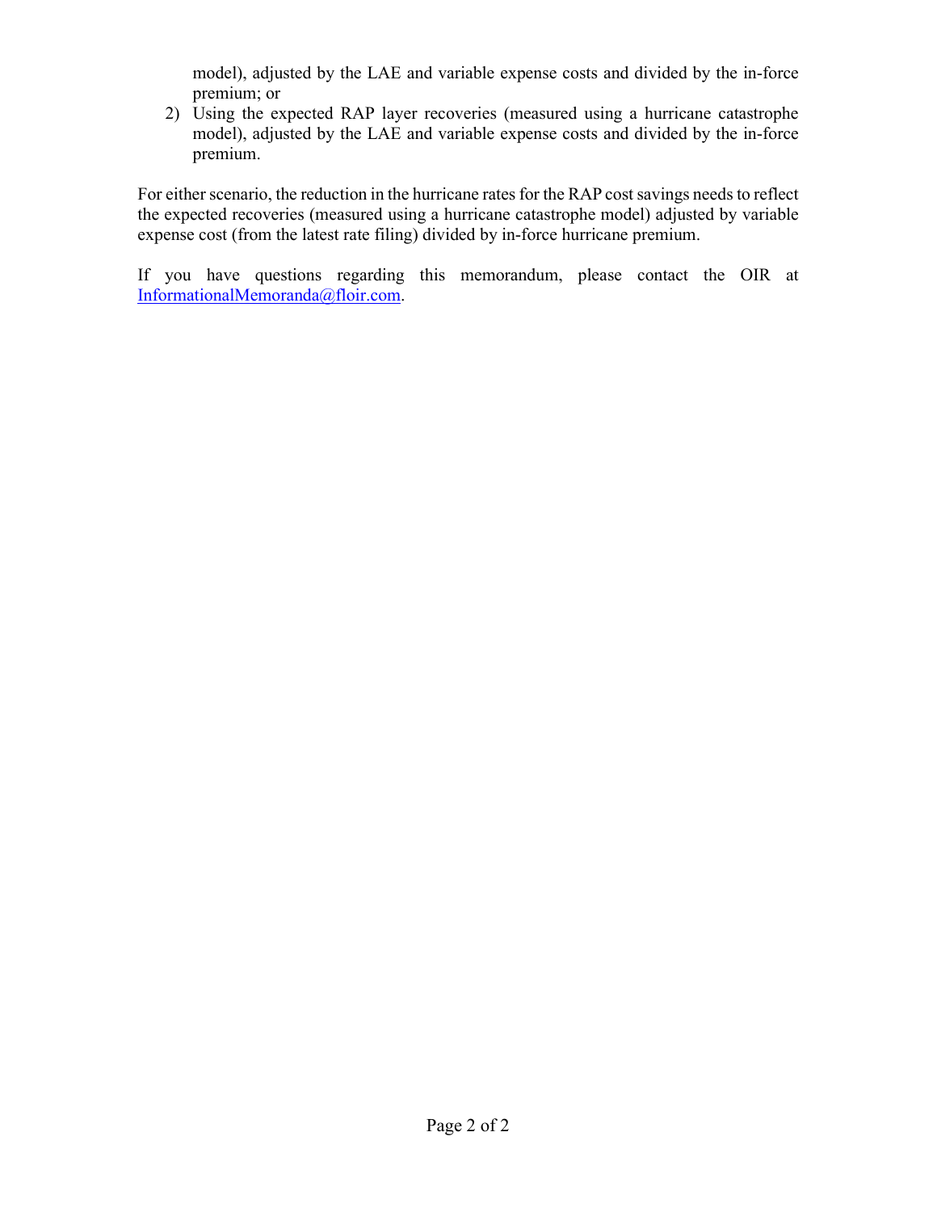model), adjusted by the LAE and variable expense costs and divided by the in-force premium; or

2) Using the expected RAP layer recoveries (measured using a hurricane catastrophe model), adjusted by the LAE and variable expense costs and divided by the in-force premium.

For either scenario, the reduction in the hurricane rates for the RAP cost savings needs to reflect the expected recoveries (measured using a hurricane catastrophe model) adjusted by variable expense cost (from the latest rate filing) divided by in-force hurricane premium.

If you have questions regarding this memorandum, please contact the OIR at InformationalMemoranda@floir.com.